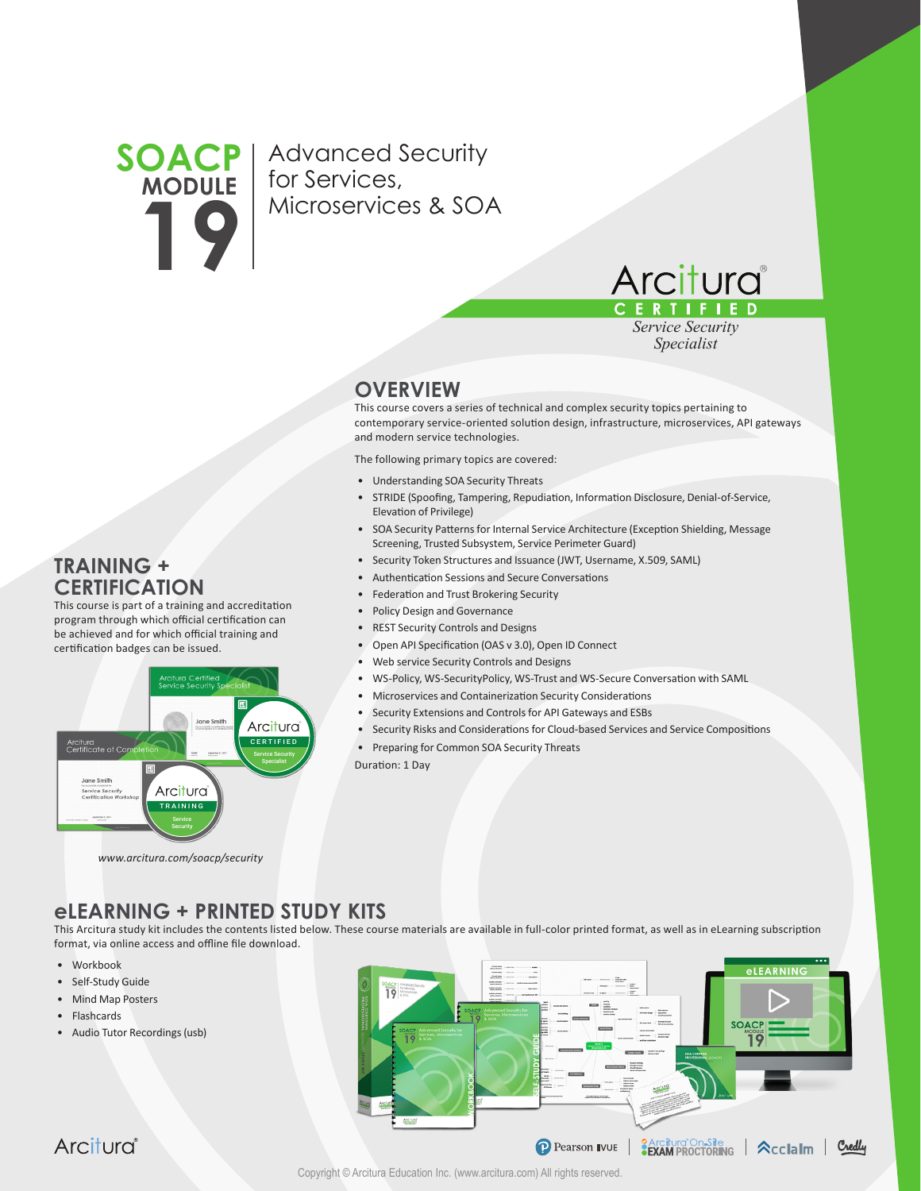# SOACP MODULE 19 | Advanced Security for Services, Microservices & SOA

Arcitura® CERTIFIED
*Service Security Specialist*

## OVERVIEW

This course covers a series of technical and complex security topics pertaining to contemporary service-oriented solution design, infrastructure, microservices, API gateways and modern service technologies.

The following primary topics are covered:

- Understanding SOA Security Threats
- STRIDE (Spoofing, Tampering, Repudiation, Information Disclosure, Denial-of-Service, Elevation of Privilege)
- SOA Security Patterns for Internal Service Architecture (Exception Shielding, Message Screening, Trusted Subsystem, Service Perimeter Guard)
- Security Token Structures and Issuance (JWT, Username, X.509, SAML)
- Authentication Sessions and Secure Conversations
- Federation and Trust Brokering Security
- Policy Design and Governance
- REST Security Controls and Designs
- Open API Specification (OAS v 3.0), Open ID Connect
- Web service Security Controls and Designs
- WS-Policy, WS-SecurityPolicy, WS-Trust and WS-Secure Conversation with SAML
- Microservices and Containerization Security Considerations
- Security Extensions and Controls for API Gateways and ESBs
- Security Risks and Considerations for Cloud-based Services and Service Compositions
- Preparing for Common SOA Security Threats

Duration: 1 Day

## TRAINING + CERTIFICATION

This course is part of a training and accreditation program through which official certification can be achieved and for which official training and certification badges can be issued.

*www.arcitura.com/soacp/security*

## eLEARNING + PRINTED STUDY KITS

This Arcitura study kit includes the contents listed below. These course materials are available in full-color printed format, as well as in eLearning subscription format, via online access and offline file download.

- Workbook
- Self-Study Guide
- Mind Map Posters
- Flashcards
- Audio Tutor Recordings (usb)

Copyright © Arcitura Education Inc. (www.arcitura.com) All rights reserved.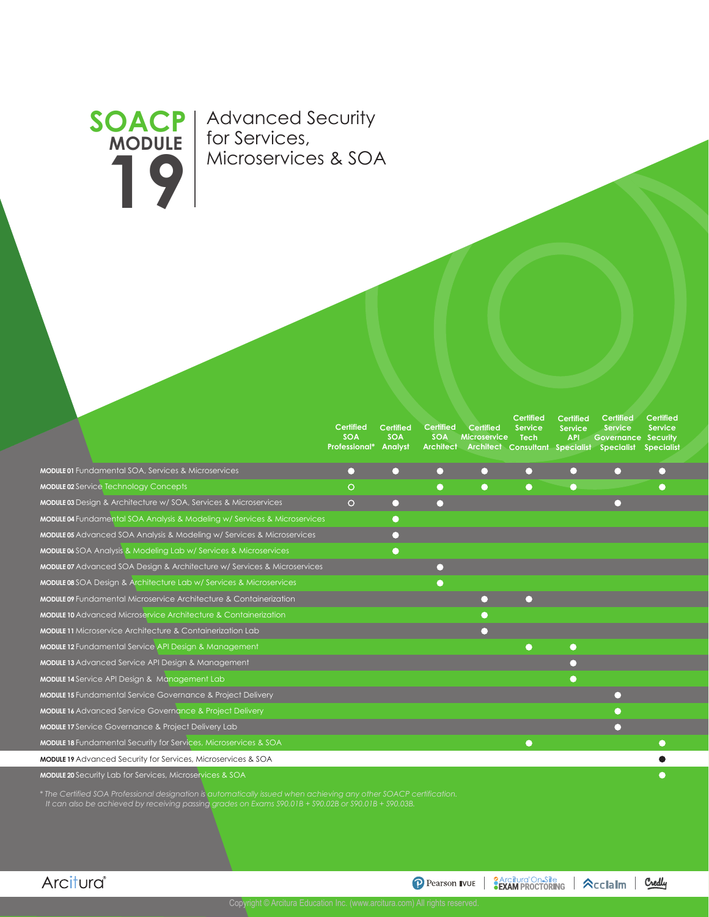# SOACP MODULE 19

## Advanced Security for Services, Microservices & SOA

| | Certified SOA Professional* | Certified SOA Analyst | Certified SOA Architect | Certified Microservice Architect | Certified Service Tech Consultant | Certified Service API Specialist | Certified Service Governance Specialist | Certified Service Security Specialist |
|---|---|---|---|---|---|---|---|---|
| **MODULE 01** Fundamental SOA, Services & Microservices | ● | ● | ● | ● | ● | ● | ● | ● |
| **MODULE 02** Service Technology Concepts | ○ | | ● | ● | ● | ● | | ● |
| **MODULE 03** Design & Architecture w/ SOA, Services & Microservices | ○ | ● | ● | | | | ● | |
| **MODULE 04** Fundamental SOA Analysis & Modeling w/ Services & Microservices | | ● | | | | | | |
| **MODULE 05** Advanced SOA Analysis & Modeling w/ Services & Microservices | | ● | | | | | | |
| **MODULE 06** SOA Analysis & Modeling Lab w/ Services & Microservices | | ● | | | | | | |
| **MODULE 07** Advanced SOA Design & Architecture w/ Services & Microservices | | | ● | | | | | |
| **MODULE 08** SOA Design & Architecture Lab w/ Services & Microservices | | | ● | | | | | |
| **MODULE 09** Fundamental Microservice Architecture & Containerization | | | | ● | ● | | | |
| **MODULE 10** Advanced Microservice Architecture & Containerization | | | | ● | | | | |
| **MODULE 11** Microservice Architecture & Containerization Lab | | | | ● | | | | |
| **MODULE 12** Fundamental Service API Design & Management | | | | | ● | ● | | |
| **MODULE 13** Advanced Service API Design & Management | | | | | | ● | | |
| **MODULE 14** Service API Design & Management Lab | | | | | | ● | | |
| **MODULE 15** Fundamental Service Governance & Project Delivery | | | | | | | ● | |
| **MODULE 16** Advanced Service Governance & Project Delivery | | | | | | | ● | |
| **MODULE 17** Service Governance & Project Delivery Lab | | | | | | | ● | |
| **MODULE 18** Fundamental Security for Services, Microservices & SOA | | | | | ● | | | ● |
| **MODULE 19** Advanced Security for Services, Microservices & SOA | | | | | | | | ● |
| **MODULE 20** Security Lab for Services, Microservices & SOA | | | | | | | | ● |

*\* The Certified SOA Professional designation is automatically issued when achieving any other SOACP certification. It can also be achieved by receiving passing grades on Exams S90.01B + S90.02B or S90.01B + S90.03B.*

Arcitura®

Pearson VUE | Arcitura On-Site EXAM PROCTORING | Acclaim | Credly

Copyright © Arcitura Education Inc. (www.arcitura.com) All rights reserved.